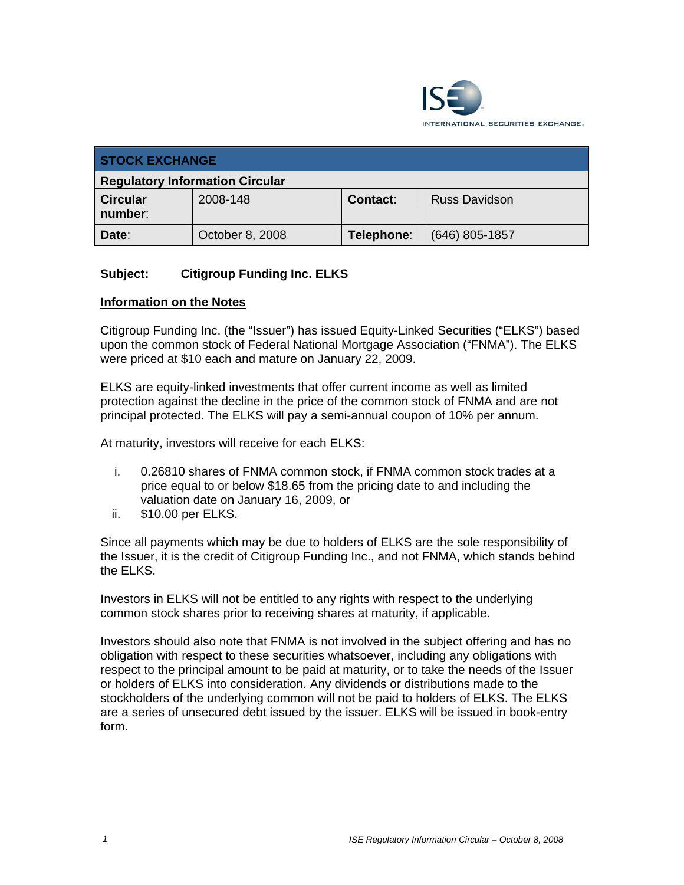ISE INTERNATIONAL SECURITIES EXCHANGE.

| STOCK EXCHANGE | | | |
|---|---|---|---|
| **Regulatory Information Circular** | | | |
| **Circular number**: | 2008-148 | **Contact**: | Russ Davidson |
| **Date**: | October 8, 2008 | **Telephone**: | (646) 805-1857 |

**Subject: Citigroup Funding Inc. ELKS**

## Information on the Notes

Citigroup Funding Inc. (the "Issuer") has issued Equity-Linked Securities ("ELKS") based upon the common stock of Federal National Mortgage Association ("FNMA"). The ELKS were priced at $10 each and mature on January 22, 2009.

ELKS are equity-linked investments that offer current income as well as limited protection against the decline in the price of the common stock of FNMA and are not principal protected. The ELKS will pay a semi-annual coupon of 10% per annum.

At maturity, investors will receive for each ELKS:

i. 0.26810 shares of FNMA common stock, if FNMA common stock trades at a price equal to or below $18.65 from the pricing date to and including the valuation date on January 16, 2009, or
ii. $10.00 per ELKS.

Since all payments which may be due to holders of ELKS are the sole responsibility of the Issuer, it is the credit of Citigroup Funding Inc., and not FNMA, which stands behind the ELKS.

Investors in ELKS will not be entitled to any rights with respect to the underlying common stock shares prior to receiving shares at maturity, if applicable.

Investors should also note that FNMA is not involved in the subject offering and has no obligation with respect to these securities whatsoever, including any obligations with respect to the principal amount to be paid at maturity, or to take the needs of the Issuer or holders of ELKS into consideration. Any dividends or distributions made to the stockholders of the underlying common will not be paid to holders of ELKS. The ELKS are a series of unsecured debt issued by the issuer. ELKS will be issued in book-entry form.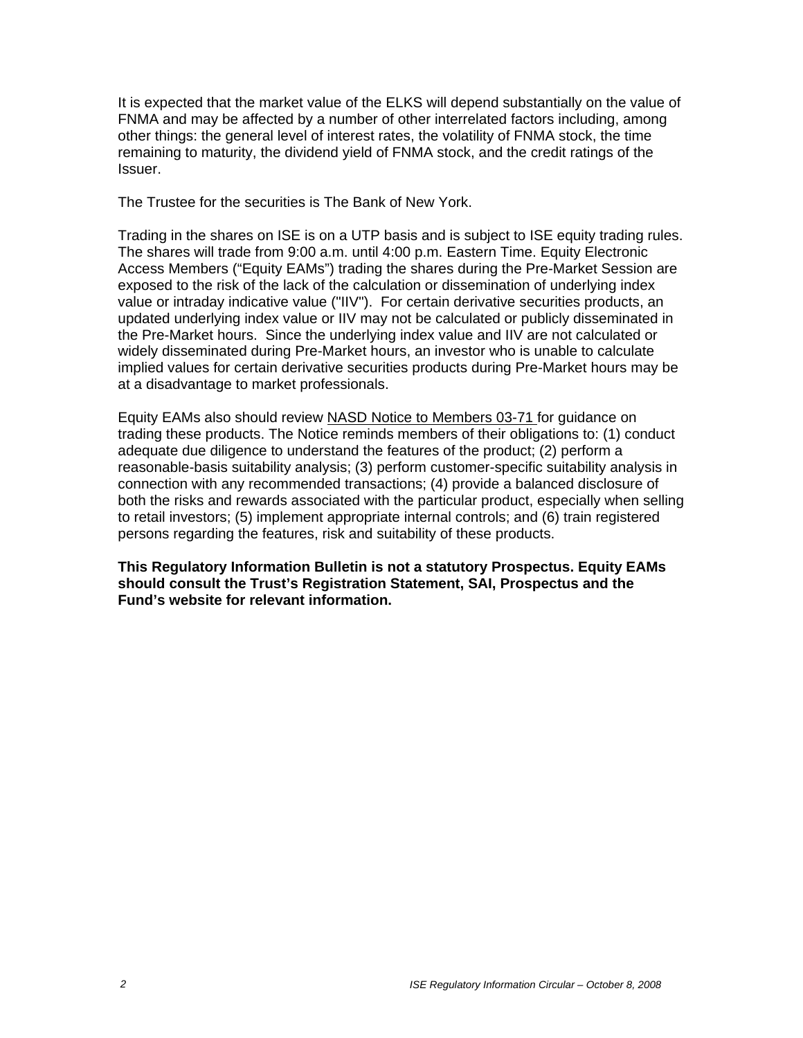It is expected that the market value of the ELKS will depend substantially on the value of FNMA and may be affected by a number of other interrelated factors including, among other things: the general level of interest rates, the volatility of FNMA stock, the time remaining to maturity, the dividend yield of FNMA stock, and the credit ratings of the Issuer.

The Trustee for the securities is The Bank of New York.

Trading in the shares on ISE is on a UTP basis and is subject to ISE equity trading rules. The shares will trade from 9:00 a.m. until 4:00 p.m. Eastern Time. Equity Electronic Access Members ("Equity EAMs") trading the shares during the Pre-Market Session are exposed to the risk of the lack of the calculation or dissemination of underlying index value or intraday indicative value ("IIV"). For certain derivative securities products, an updated underlying index value or IIV may not be calculated or publicly disseminated in the Pre-Market hours. Since the underlying index value and IIV are not calculated or widely disseminated during Pre-Market hours, an investor who is unable to calculate implied values for certain derivative securities products during Pre-Market hours may be at a disadvantage to market professionals.

Equity EAMs also should review NASD Notice to Members 03-71 for guidance on trading these products. The Notice reminds members of their obligations to: (1) conduct adequate due diligence to understand the features of the product; (2) perform a reasonable-basis suitability analysis; (3) perform customer-specific suitability analysis in connection with any recommended transactions; (4) provide a balanced disclosure of both the risks and rewards associated with the particular product, especially when selling to retail investors; (5) implement appropriate internal controls; and (6) train registered persons regarding the features, risk and suitability of these products.

**This Regulatory Information Bulletin is not a statutory Prospectus. Equity EAMs should consult the Trust's Registration Statement, SAI, Prospectus and the Fund's website for relevant information.**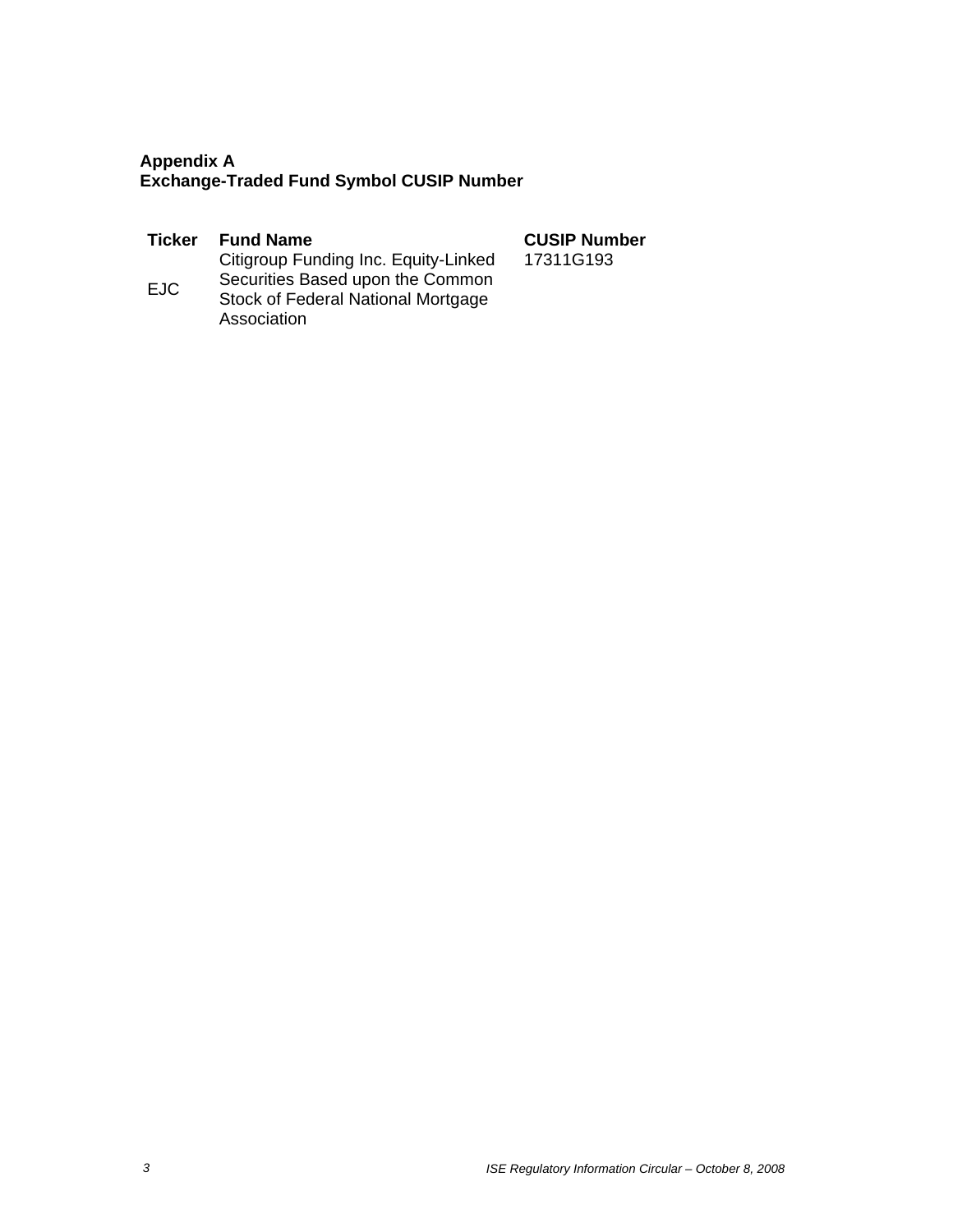**Appendix A**
**Exchange-Traded Fund Symbol CUSIP Number**

| Ticker | Fund Name | CUSIP Number |
|---|---|---|
| EJC | Citigroup Funding Inc. Equity-Linked Securities Based upon the Common Stock of Federal National Mortgage Association | 17311G193 |